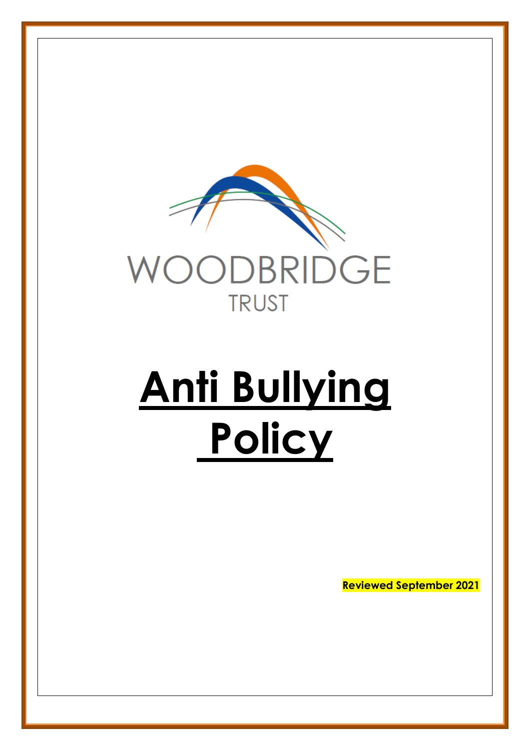WOODBRIDGE

TRUST

# Anti Bullying Policy

Reviewed September 2021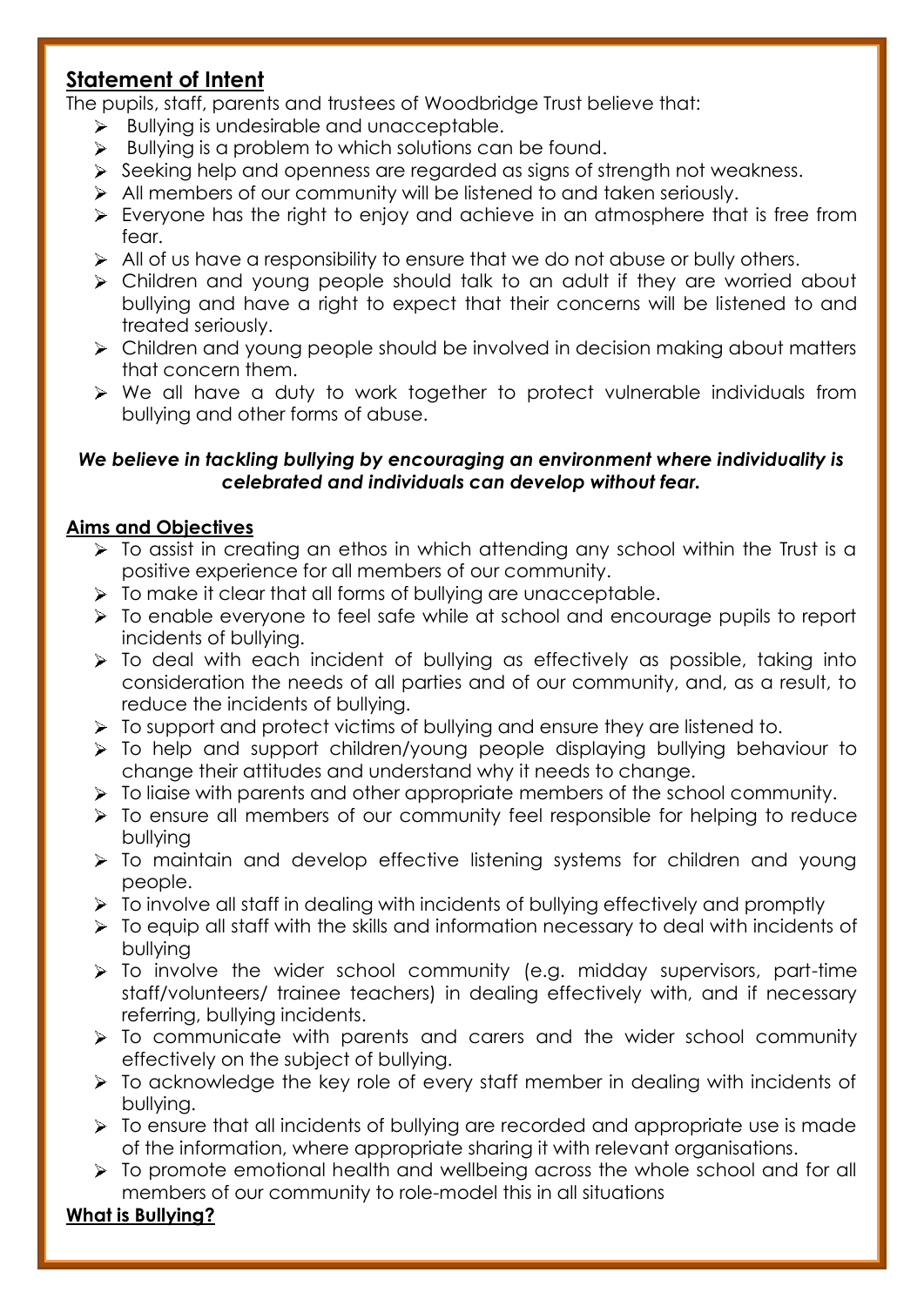## **Statement of Intent**

The pupils, staff, parents and trustees of Woodbridge Trust believe that:

- Bullying is undesirable and unacceptable.
- Bullying is a problem to which solutions can be found.
- Seeking help and openness are regarded as signs of strength not weakness.
- All members of our community will be listened to and taken seriously.
- Everyone has the right to enjoy and achieve in an atmosphere that is free from fear.
- All of us have a responsibility to ensure that we do not abuse or bully others.
- Children and young people should talk to an adult if they are worried about bullying and have a right to expect that their concerns will be listened to and treated seriously.
- Children and young people should be involved in decision making about matters that concern them.
- We all have a duty to work together to protect vulnerable individuals from bullying and other forms of abuse.

***We believe in tackling bullying by encouraging an environment where individuality is celebrated and individuals can develop without fear.***

### **Aims and Objectives**

- To assist in creating an ethos in which attending any school within the Trust is a positive experience for all members of our community.
- To make it clear that all forms of bullying are unacceptable.
- To enable everyone to feel safe while at school and encourage pupils to report incidents of bullying.
- To deal with each incident of bullying as effectively as possible, taking into consideration the needs of all parties and of our community, and, as a result, to reduce the incidents of bullying.
- To support and protect victims of bullying and ensure they are listened to.
- To help and support children/young people displaying bullying behaviour to change their attitudes and understand why it needs to change.
- To liaise with parents and other appropriate members of the school community.
- To ensure all members of our community feel responsible for helping to reduce bullying
- To maintain and develop effective listening systems for children and young people.
- To involve all staff in dealing with incidents of bullying effectively and promptly
- To equip all staff with the skills and information necessary to deal with incidents of bullying
- To involve the wider school community (e.g. midday supervisors, part-time staff/volunteers/ trainee teachers) in dealing effectively with, and if necessary referring, bullying incidents.
- To communicate with parents and carers and the wider school community effectively on the subject of bullying.
- To acknowledge the key role of every staff member in dealing with incidents of bullying.
- To ensure that all incidents of bullying are recorded and appropriate use is made of the information, where appropriate sharing it with relevant organisations.
- To promote emotional health and wellbeing across the whole school and for all members of our community to role-model this in all situations

### **What is Bullying?**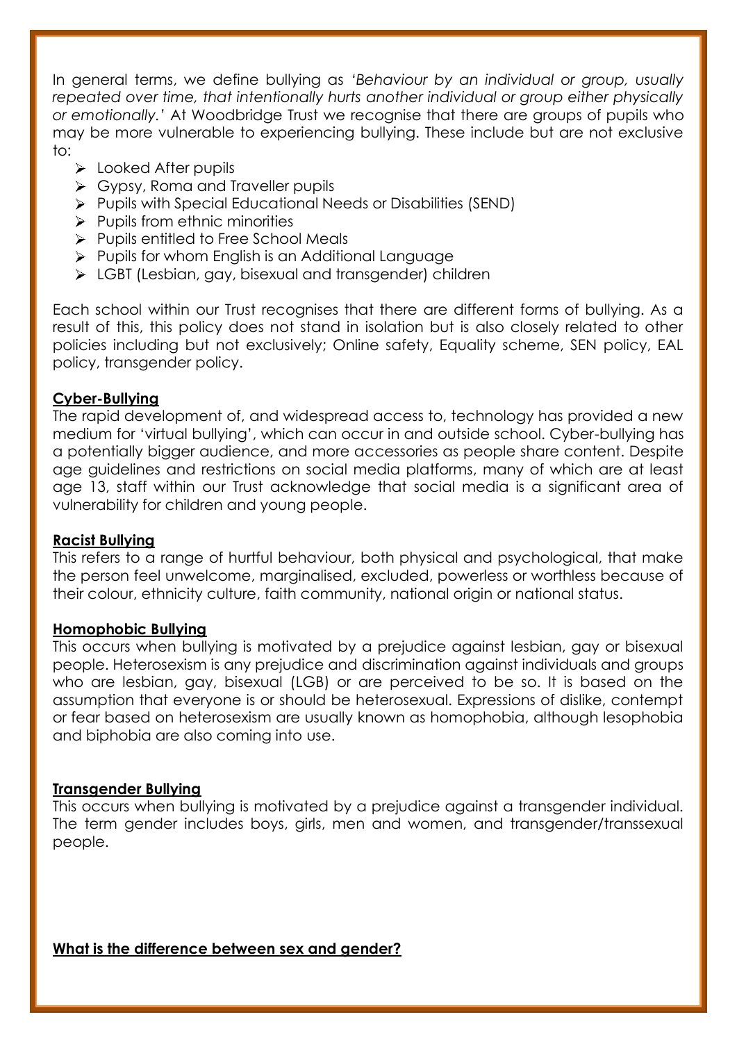In general terms, we define bullying as *'Behaviour by an individual or group, usually repeated over time, that intentionally hurts another individual or group either physically or emotionally.'* At Woodbridge Trust we recognise that there are groups of pupils who may be more vulnerable to experiencing bullying. These include but are not exclusive to:

- Looked After pupils
- Gypsy, Roma and Traveller pupils
- Pupils with Special Educational Needs or Disabilities (SEND)
- Pupils from ethnic minorities
- Pupils entitled to Free School Meals
- Pupils for whom English is an Additional Language
- LGBT (Lesbian, gay, bisexual and transgender) children

Each school within our Trust recognises that there are different forms of bullying. As a result of this, this policy does not stand in isolation but is also closely related to other policies including but not exclusively; Online safety, Equality scheme, SEN policy, EAL policy, transgender policy.

**Cyber-Bullying**

The rapid development of, and widespread access to, technology has provided a new medium for 'virtual bullying', which can occur in and outside school. Cyber-bullying has a potentially bigger audience, and more accessories as people share content. Despite age guidelines and restrictions on social media platforms, many of which are at least age 13, staff within our Trust acknowledge that social media is a significant area of vulnerability for children and young people.

**Racist Bullying**

This refers to a range of hurtful behaviour, both physical and psychological, that make the person feel unwelcome, marginalised, excluded, powerless or worthless because of their colour, ethnicity culture, faith community, national origin or national status.

**Homophobic Bullying**

This occurs when bullying is motivated by a prejudice against lesbian, gay or bisexual people. Heterosexism is any prejudice and discrimination against individuals and groups who are lesbian, gay, bisexual (LGB) or are perceived to be so. It is based on the assumption that everyone is or should be heterosexual. Expressions of dislike, contempt or fear based on heterosexism are usually known as homophobia, although lesophobia and biphobia are also coming into use.

**Transgender Bullying**

This occurs when bullying is motivated by a prejudice against a transgender individual. The term gender includes boys, girls, men and women, and transgender/transsexual people.

**What is the difference between sex and gender?**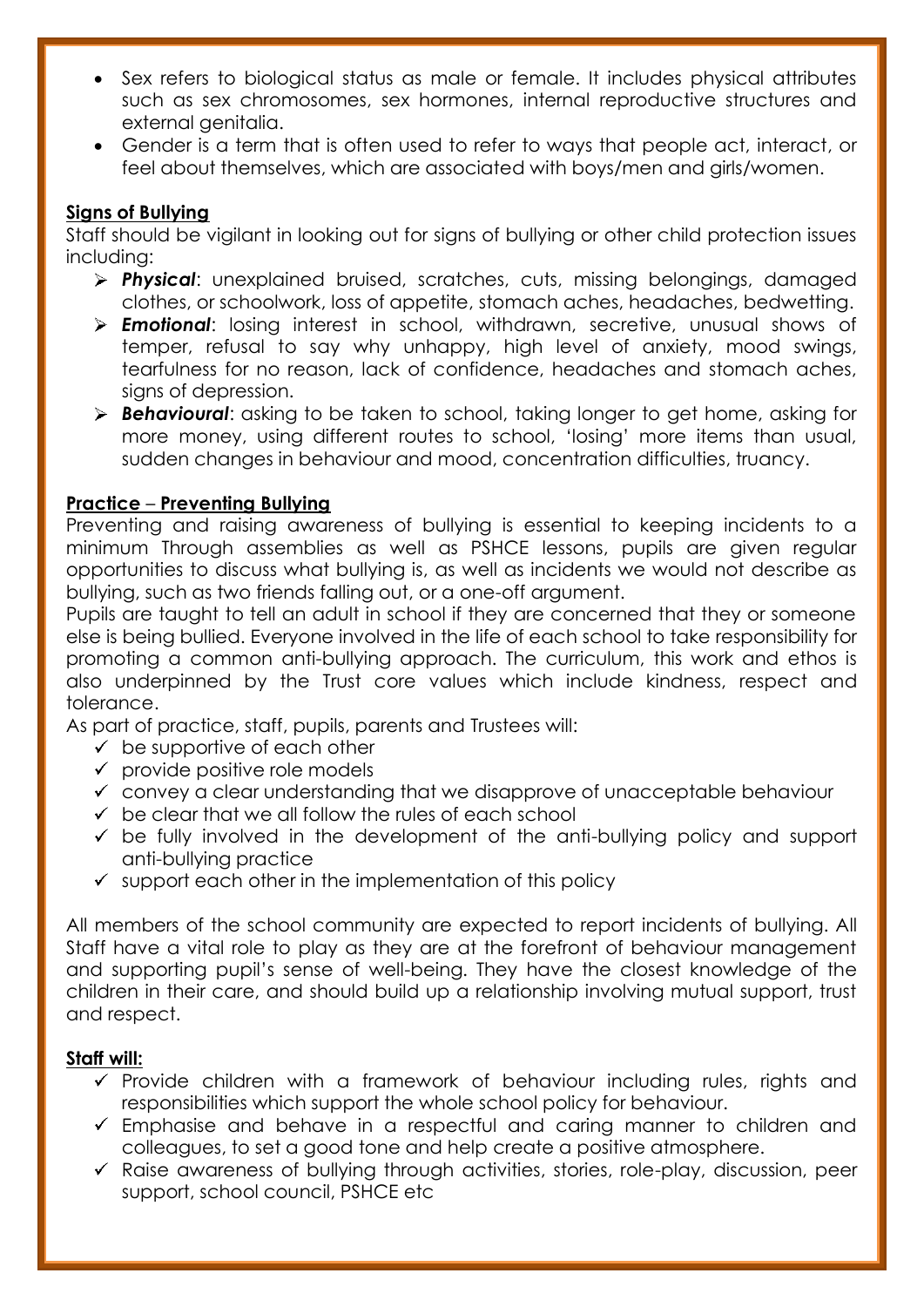- Sex refers to biological status as male or female. It includes physical attributes such as sex chromosomes, sex hormones, internal reproductive structures and external genitalia.
- Gender is a term that is often used to refer to ways that people act, interact, or feel about themselves, which are associated with boys/men and girls/women.

**Signs of Bullying**

Staff should be vigilant in looking out for signs of bullying or other child protection issues including:

- ***Physical***: unexplained bruised, scratches, cuts, missing belongings, damaged clothes, or schoolwork, loss of appetite, stomach aches, headaches, bedwetting.
- ***Emotional***: losing interest in school, withdrawn, secretive, unusual shows of temper, refusal to say why unhappy, high level of anxiety, mood swings, tearfulness for no reason, lack of confidence, headaches and stomach aches, signs of depression.
- ***Behavioural***: asking to be taken to school, taking longer to get home, asking for more money, using different routes to school, 'losing' more items than usual, sudden changes in behaviour and mood, concentration difficulties, truancy.

**Practice – Preventing Bullying**

Preventing and raising awareness of bullying is essential to keeping incidents to a minimum Through assemblies as well as PSHCE lessons, pupils are given regular opportunities to discuss what bullying is, as well as incidents we would not describe as bullying, such as two friends falling out, or a one-off argument.

Pupils are taught to tell an adult in school if they are concerned that they or someone else is being bullied. Everyone involved in the life of each school to take responsibility for promoting a common anti-bullying approach. The curriculum, this work and ethos is also underpinned by the Trust core values which include kindness, respect and tolerance.

As part of practice, staff, pupils, parents and Trustees will:

- ✓ be supportive of each other
- ✓ provide positive role models
- ✓ convey a clear understanding that we disapprove of unacceptable behaviour
- ✓ be clear that we all follow the rules of each school
- ✓ be fully involved in the development of the anti-bullying policy and support anti-bullying practice
- ✓ support each other in the implementation of this policy

All members of the school community are expected to report incidents of bullying. All Staff have a vital role to play as they are at the forefront of behaviour management and supporting pupil's sense of well-being. They have the closest knowledge of the children in their care, and should build up a relationship involving mutual support, trust and respect.

**Staff will:**

- ✓ Provide children with a framework of behaviour including rules, rights and responsibilities which support the whole school policy for behaviour.
- ✓ Emphasise and behave in a respectful and caring manner to children and colleagues, to set a good tone and help create a positive atmosphere.
- ✓ Raise awareness of bullying through activities, stories, role-play, discussion, peer support, school council, PSHCE etc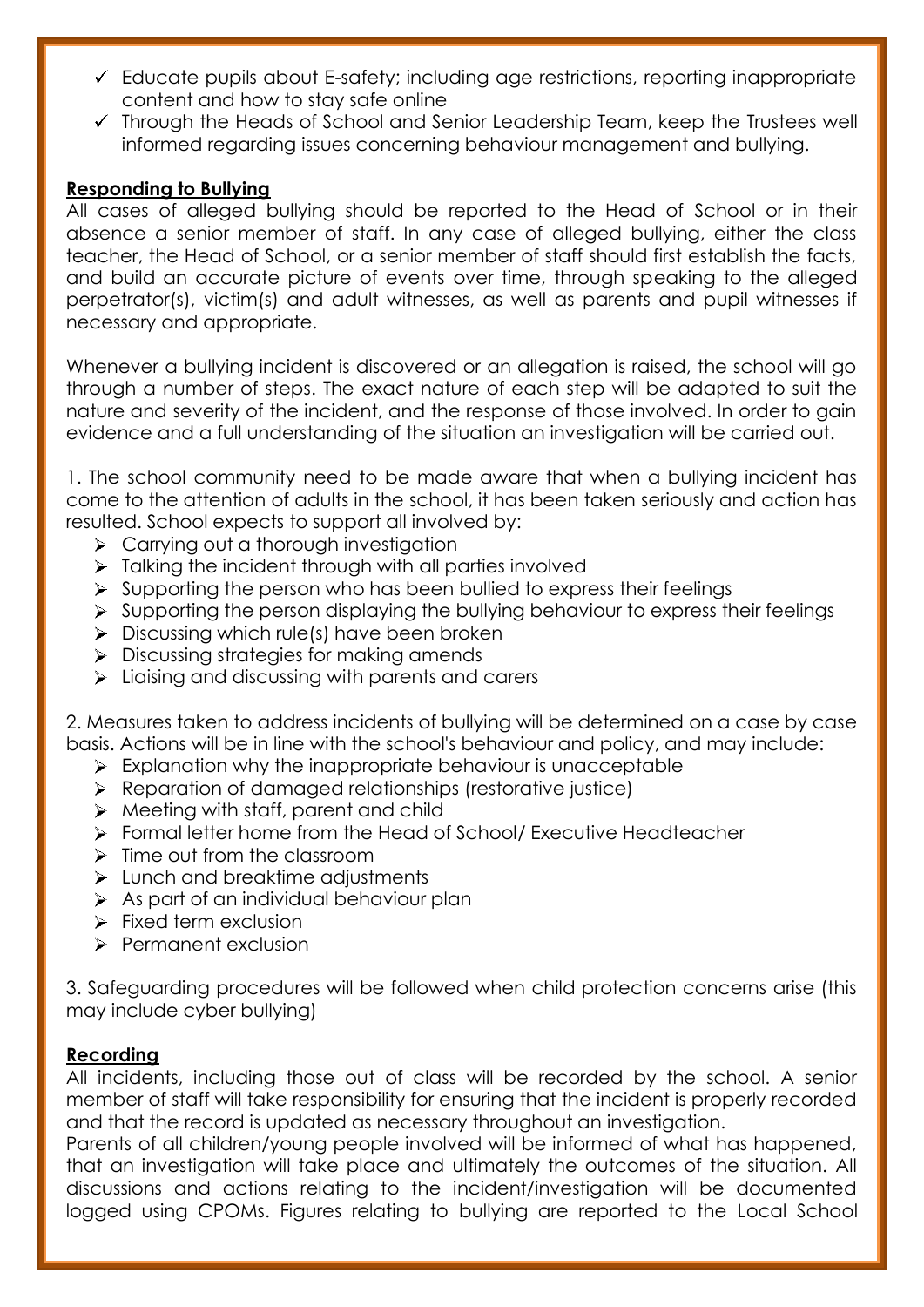- ✓ Educate pupils about E-safety; including age restrictions, reporting inappropriate content and how to stay safe online
- ✓ Through the Heads of School and Senior Leadership Team, keep the Trustees well informed regarding issues concerning behaviour management and bullying.

**Responding to Bullying**

All cases of alleged bullying should be reported to the Head of School or in their absence a senior member of staff. In any case of alleged bullying, either the class teacher, the Head of School, or a senior member of staff should first establish the facts, and build an accurate picture of events over time, through speaking to the alleged perpetrator(s), victim(s) and adult witnesses, as well as parents and pupil witnesses if necessary and appropriate.

Whenever a bullying incident is discovered or an allegation is raised, the school will go through a number of steps. The exact nature of each step will be adapted to suit the nature and severity of the incident, and the response of those involved. In order to gain evidence and a full understanding of the situation an investigation will be carried out.

1. The school community need to be made aware that when a bullying incident has come to the attention of adults in the school, it has been taken seriously and action has resulted. School expects to support all involved by:
   - Carrying out a thorough investigation
   - Talking the incident through with all parties involved
   - Supporting the person who has been bullied to express their feelings
   - Supporting the person displaying the bullying behaviour to express their feelings
   - Discussing which rule(s) have been broken
   - Discussing strategies for making amends
   - Liaising and discussing with parents and carers

2. Measures taken to address incidents of bullying will be determined on a case by case basis. Actions will be in line with the school's behaviour and policy, and may include:
   - Explanation why the inappropriate behaviour is unacceptable
   - Reparation of damaged relationships (restorative justice)
   - Meeting with staff, parent and child
   - Formal letter home from the Head of School/ Executive Headteacher
   - Time out from the classroom
   - Lunch and breaktime adjustments
   - As part of an individual behaviour plan
   - Fixed term exclusion
   - Permanent exclusion

3. Safeguarding procedures will be followed when child protection concerns arise (this may include cyber bullying)

**Recording**

All incidents, including those out of class will be recorded by the school. A senior member of staff will take responsibility for ensuring that the incident is properly recorded and that the record is updated as necessary throughout an investigation.
Parents of all children/young people involved will be informed of what has happened, that an investigation will take place and ultimately the outcomes of the situation. All discussions and actions relating to the incident/investigation will be documented logged using CPOMs. Figures relating to bullying are reported to the Local School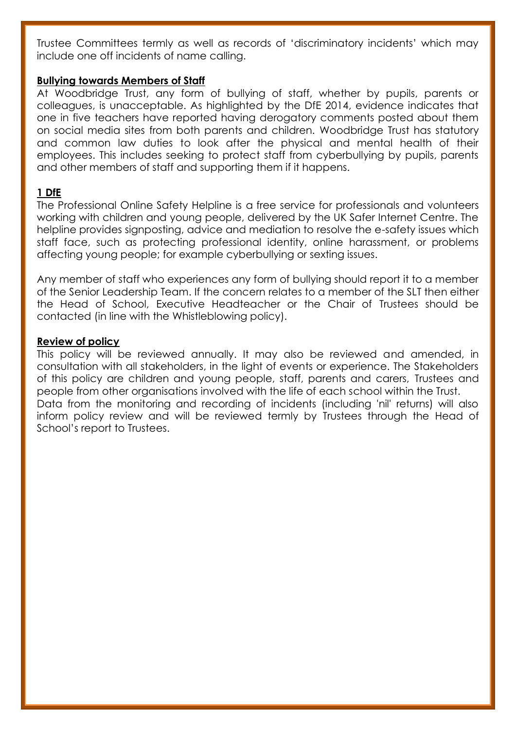Trustee Committees termly as well as records of 'discriminatory incidents' which may include one off incidents of name calling.

**Bullying towards Members of Staff**

At Woodbridge Trust, any form of bullying of staff, whether by pupils, parents or colleagues, is unacceptable. As highlighted by the DfE 2014, evidence indicates that one in five teachers have reported having derogatory comments posted about them on social media sites from both parents and children. Woodbridge Trust has statutory and common law duties to look after the physical and mental health of their employees. This includes seeking to protect staff from cyberbullying by pupils, parents and other members of staff and supporting them if it happens.

**1 DfE**

The Professional Online Safety Helpline is a free service for professionals and volunteers working with children and young people, delivered by the UK Safer Internet Centre. The helpline provides signposting, advice and mediation to resolve the e-safety issues which staff face, such as protecting professional identity, online harassment, or problems affecting young people; for example cyberbullying or sexting issues.

Any member of staff who experiences any form of bullying should report it to a member of the Senior Leadership Team. If the concern relates to a member of the SLT then either the Head of School, Executive Headteacher or the Chair of Trustees should be contacted (in line with the Whistleblowing policy).

**Review of policy**

This policy will be reviewed annually. It may also be reviewed and amended, in consultation with all stakeholders, in the light of events or experience. The Stakeholders of this policy are children and young people, staff, parents and carers, Trustees and people from other organisations involved with the life of each school within the Trust.
Data from the monitoring and recording of incidents (including 'nil' returns) will also inform policy review and will be reviewed termly by Trustees through the Head of School's report to Trustees.